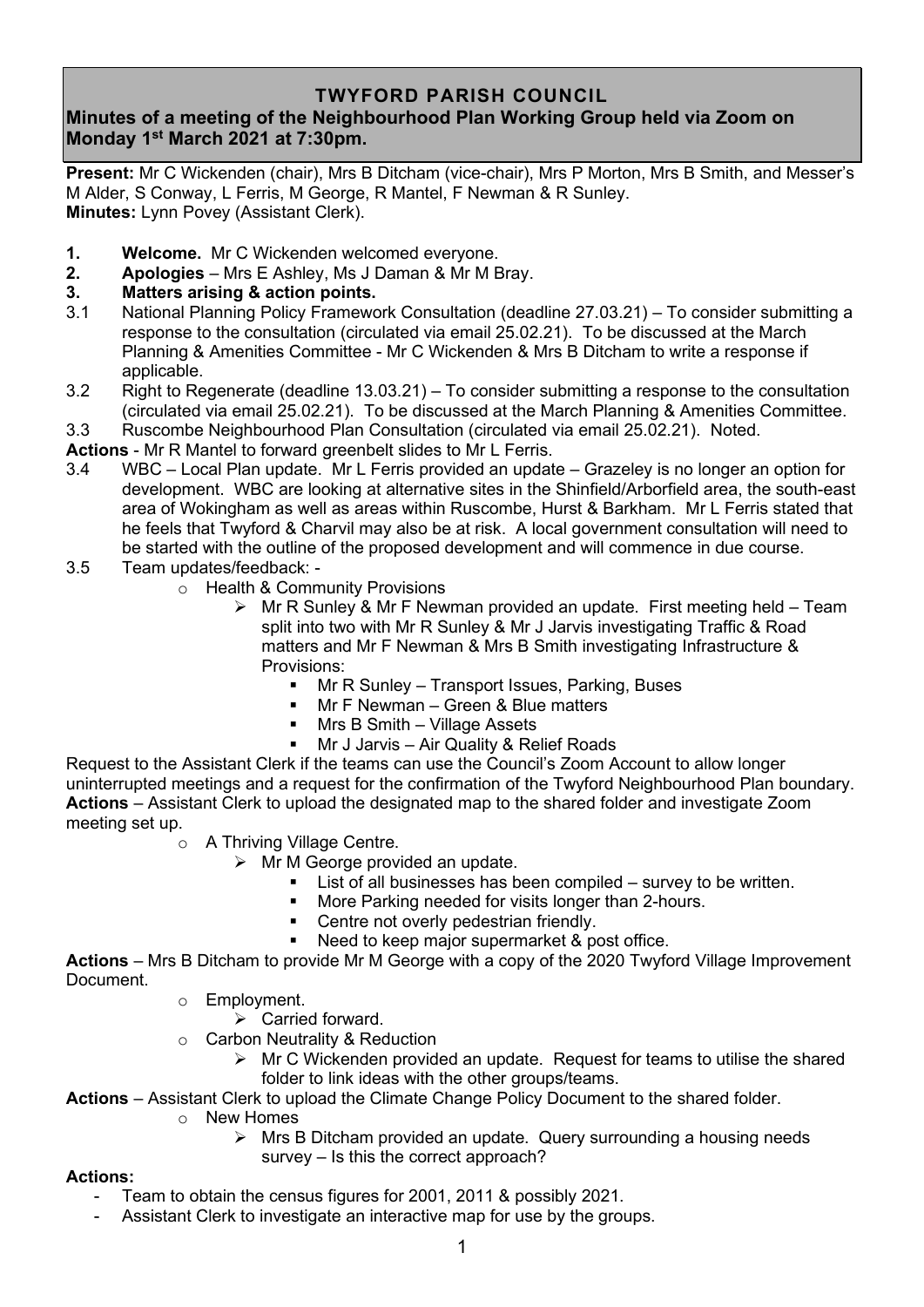# TWYFORD PARISH COUNCIL

## Minutes of a meeting of the Neighbourhood Plan Working Group held via Zoom on Monday 1st March 2021 at 7:30pm.

**Present:** Mr C Wickenden (chair), Mrs B Ditcham (vice-chair), Mrs P Morton, Mrs B Smith, and Messer's M Alder, S Conway, L Ferris, M George, R Mantel, F Newman & R Sunley.
**Minutes:** Lynn Povey (Assistant Clerk).

1. **Welcome.** Mr C Wickenden welcomed everyone.
2. **Apologies** – Mrs E Ashley, Ms J Daman & Mr M Bray.
3. **Matters arising & action points.**

3.1 National Planning Policy Framework Consultation (deadline 27.03.21) – To consider submitting a response to the consultation (circulated via email 25.02.21). To be discussed at the March Planning & Amenities Committee - Mr C Wickenden & Mrs B Ditcham to write a response if applicable.

3.2 Right to Regenerate (deadline 13.03.21) – To consider submitting a response to the consultation (circulated via email 25.02.21). To be discussed at the March Planning & Amenities Committee.

3.3 Ruscombe Neighbourhood Plan Consultation (circulated via email 25.02.21). Noted.

**Actions** - Mr R Mantel to forward greenbelt slides to Mr L Ferris.

3.4 WBC – Local Plan update. Mr L Ferris provided an update – Grazeley is no longer an option for development. WBC are looking at alternative sites in the Shinfield/Arborfield area, the south-east area of Wokingham as well as areas within Ruscombe, Hurst & Barkham. Mr L Ferris stated that he feels that Twyford & Charvil may also be at risk. A local government consultation will need to be started with the outline of the proposed development and will commence in due course.

3.5 Team updates/feedback: -

- Health & Community Provisions
  - Mr R Sunley & Mr F Newman provided an update. First meeting held – Team split into two with Mr R Sunley & Mr J Jarvis investigating Traffic & Road matters and Mr F Newman & Mrs B Smith investigating Infrastructure & Provisions:
    - Mr R Sunley – Transport Issues, Parking, Buses
    - Mr F Newman – Green & Blue matters
    - Mrs B Smith – Village Assets
    - Mr J Jarvis – Air Quality & Relief Roads

Request to the Assistant Clerk if the teams can use the Council's Zoom Account to allow longer uninterrupted meetings and a request for the confirmation of the Twyford Neighbourhood Plan boundary.
**Actions** – Assistant Clerk to upload the designated map to the shared folder and investigate Zoom meeting set up.

- A Thriving Village Centre.
  - Mr M George provided an update.
    - List of all businesses has been compiled – survey to be written.
    - More Parking needed for visits longer than 2-hours.
    - Centre not overly pedestrian friendly.
    - Need to keep major supermarket & post office.

**Actions** – Mrs B Ditcham to provide Mr M George with a copy of the 2020 Twyford Village Improvement Document.

- Employment.
  - Carried forward.
- Carbon Neutrality & Reduction
  - Mr C Wickenden provided an update. Request for teams to utilise the shared folder to link ideas with the other groups/teams.

**Actions** – Assistant Clerk to upload the Climate Change Policy Document to the shared folder.

- New Homes
  - Mrs B Ditcham provided an update. Query surrounding a housing needs survey – Is this the correct approach?

**Actions:**

- Team to obtain the census figures for 2001, 2011 & possibly 2021.
- Assistant Clerk to investigate an interactive map for use by the groups.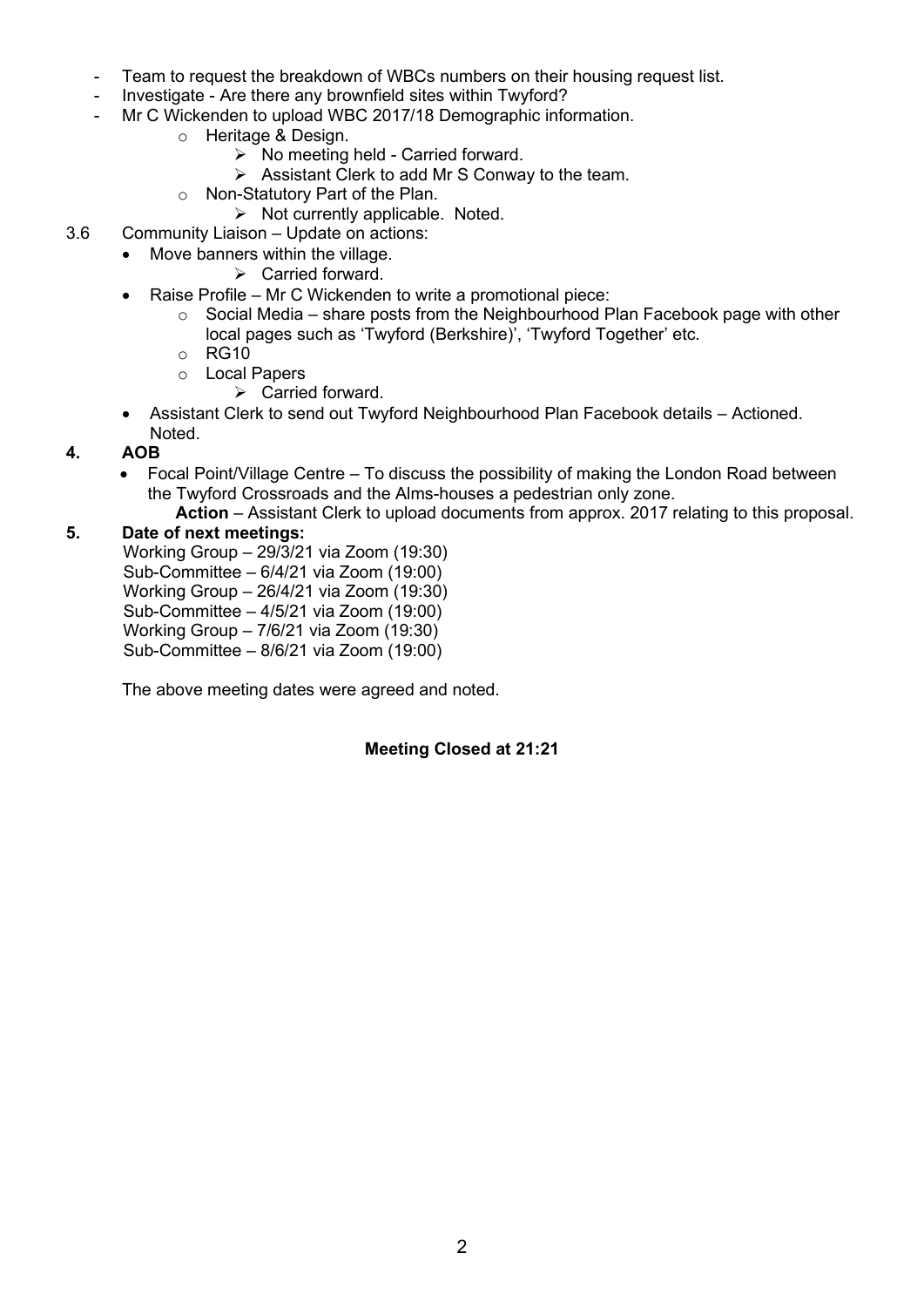- Team to request the breakdown of WBCs numbers on their housing request list.
- Investigate - Are there any brownfield sites within Twyford?
- Mr C Wickenden to upload WBC 2017/18 Demographic information.
    - Heritage & Design.
        - No meeting held - Carried forward.
        - Assistant Clerk to add Mr S Conway to the team.
    - Non-Statutory Part of the Plan.
        - Not currently applicable. Noted.

3.6 Community Liaison – Update on actions:

- Move banners within the village.
    - Carried forward.
- Raise Profile – Mr C Wickenden to write a promotional piece:
    - Social Media – share posts from the Neighbourhood Plan Facebook page with other local pages such as 'Twyford (Berkshire)', 'Twyford Together' etc.
    - RG10
    - Local Papers
        - Carried forward.
- Assistant Clerk to send out Twyford Neighbourhood Plan Facebook details – Actioned. Noted.

**4. AOB**

- Focal Point/Village Centre – To discuss the possibility of making the London Road between the Twyford Crossroads and the Alms-houses a pedestrian only zone.

  **Action** – Assistant Clerk to upload documents from approx. 2017 relating to this proposal.

**5. Date of next meetings:**

Working Group – 29/3/21 via Zoom (19:30)
Sub-Committee – 6/4/21 via Zoom (19:00)
Working Group – 26/4/21 via Zoom (19:30)
Sub-Committee – 4/5/21 via Zoom (19:00)
Working Group – 7/6/21 via Zoom (19:30)
Sub-Committee – 8/6/21 via Zoom (19:00)

The above meeting dates were agreed and noted.

**Meeting Closed at 21:21**